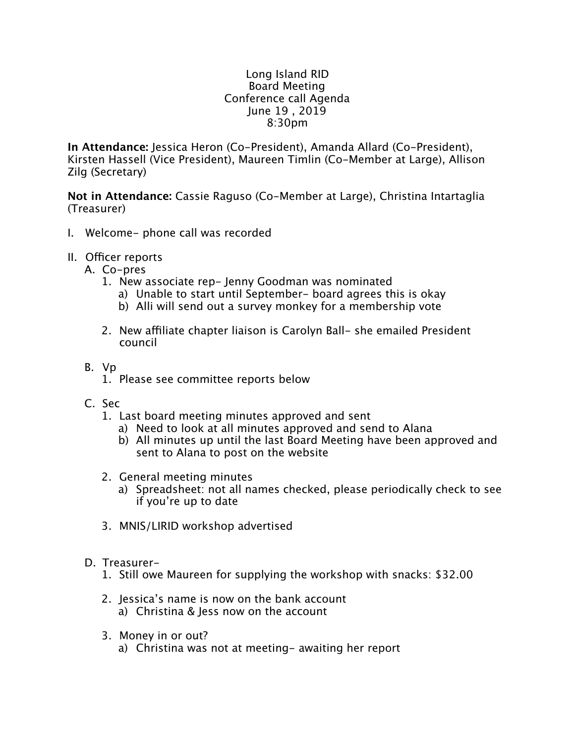Long Island RID
Board Meeting
Conference call Agenda
June 19 , 2019
8:30pm

**In Attendance:** Jessica Heron (Co-President), Amanda Allard (Co-President), Kirsten Hassell (Vice President), Maureen Timlin (Co-Member at Large), Allison Zilg (Secretary)

**Not in Attendance:** Cassie Raguso (Co-Member at Large), Christina Intartaglia (Treasurer)

I. Welcome- phone call was recorded

II. Officer reports
   A. Co-pres
      1. New associate rep- Jenny Goodman was nominated
         a) Unable to start until September- board agrees this is okay
         b) Alli will send out a survey monkey for a membership vote

      2. New affiliate chapter liaison is Carolyn Ball- she emailed President council

   B. Vp
      1. Please see committee reports below

   C. Sec
      1. Last board meeting minutes approved and sent
         a) Need to look at all minutes approved and send to Alana
         b) All minutes up until the last Board Meeting have been approved and sent to Alana to post on the website

      2. General meeting minutes
         a) Spreadsheet: not all names checked, please periodically check to see if you're up to date

      3. MNIS/LIRID workshop advertised

   D. Treasurer-
      1. Still owe Maureen for supplying the workshop with snacks: $32.00

      2. Jessica's name is now on the bank account
         a) Christina & Jess now on the account

      3. Money in or out?
         a) Christina was not at meeting- awaiting her report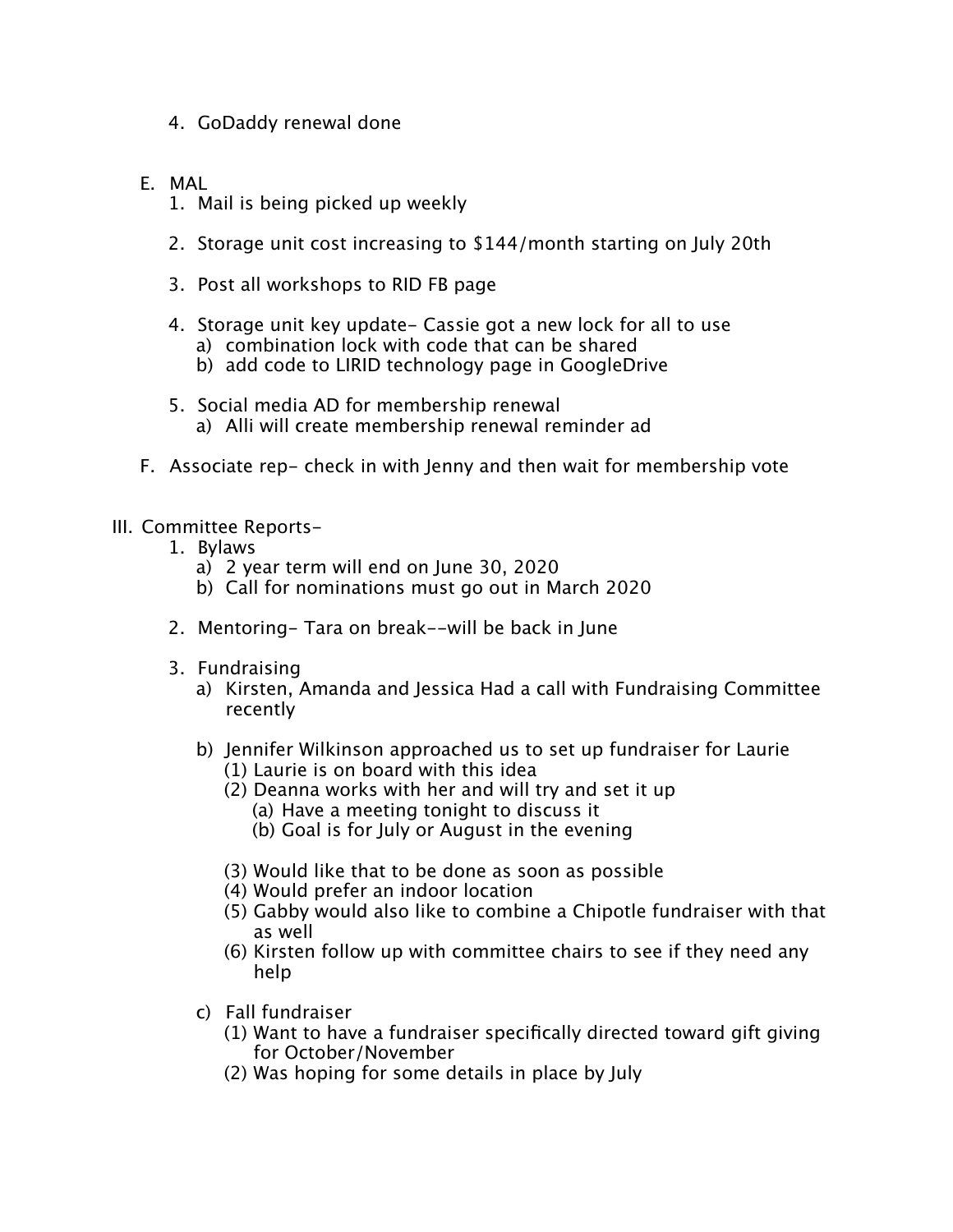4. GoDaddy renewal done

E. MAL
   1. Mail is being picked up weekly

   2. Storage unit cost increasing to $144/month starting on July 20th

   3. Post all workshops to RID FB page

   4. Storage unit key update- Cassie got a new lock for all to use
      a) combination lock with code that can be shared
      b) add code to LIRID technology page in GoogleDrive

   5. Social media AD for membership renewal
      a) Alli will create membership renewal reminder ad

F. Associate rep- check in with Jenny and then wait for membership vote

III. Committee Reports-
   1. Bylaws
      a) 2 year term will end on June 30, 2020
      b) Call for nominations must go out in March 2020

   2. Mentoring- Tara on break--will be back in June

   3. Fundraising
      a) Kirsten, Amanda and Jessica Had a call with Fundraising Committee recently

      b) Jennifer Wilkinson approached us to set up fundraiser for Laurie
         (1) Laurie is on board with this idea
         (2) Deanna works with her and will try and set it up
            (a) Have a meeting tonight to discuss it
            (b) Goal is for July or August in the evening

         (3) Would like that to be done as soon as possible
         (4) Would prefer an indoor location
         (5) Gabby would also like to combine a Chipotle fundraiser with that as well
         (6) Kirsten follow up with committee chairs to see if they need any help

      c) Fall fundraiser
         (1) Want to have a fundraiser specifically directed toward gift giving for October/November
         (2) Was hoping for some details in place by July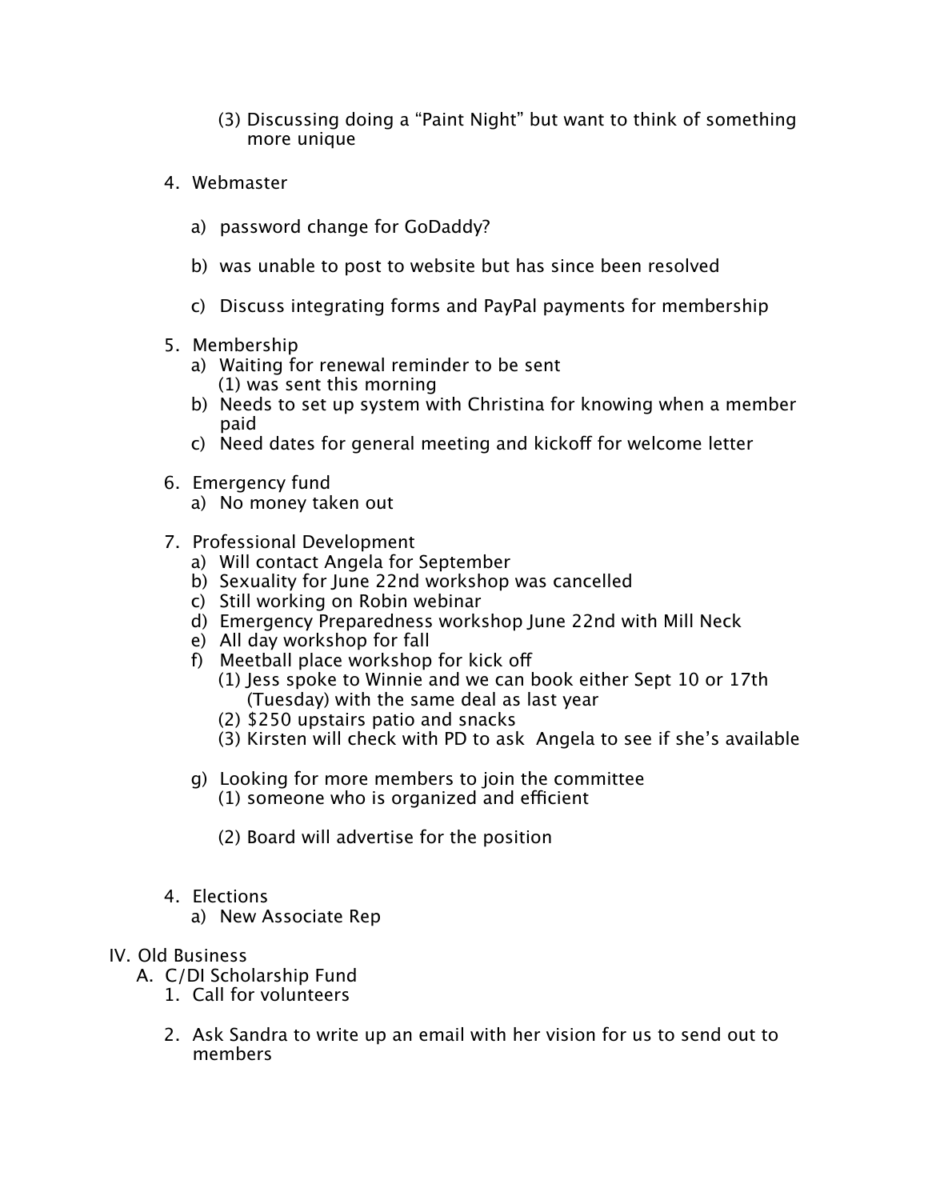(3) Discussing doing a "Paint Night" but want to think of something more unique

4. Webmaster

   a) password change for GoDaddy?

   b) was unable to post to website but has since been resolved

   c) Discuss integrating forms and PayPal payments for membership

5. Membership
   a) Waiting for renewal reminder to be sent
      (1) was sent this morning
   b) Needs to set up system with Christina for knowing when a member paid
   c) Need dates for general meeting and kickoff for welcome letter

6. Emergency fund
   a) No money taken out

7. Professional Development
   a) Will contact Angela for September
   b) Sexuality for June 22nd workshop was cancelled
   c) Still working on Robin webinar
   d) Emergency Preparedness workshop June 22nd with Mill Neck
   e) All day workshop for fall
   f) Meetball place workshop for kick off
      (1) Jess spoke to Winnie and we can book either Sept 10 or 17th (Tuesday) with the same deal as last year
      (2) $250 upstairs patio and snacks
      (3) Kirsten will check with PD to ask Angela to see if she's available

   g) Looking for more members to join the committee
      (1) someone who is organized and efficient

      (2) Board will advertise for the position

4. Elections
   a) New Associate Rep

IV. Old Business

   A. C/DI Scholarship Fund
      1. Call for volunteers

      2. Ask Sandra to write up an email with her vision for us to send out to members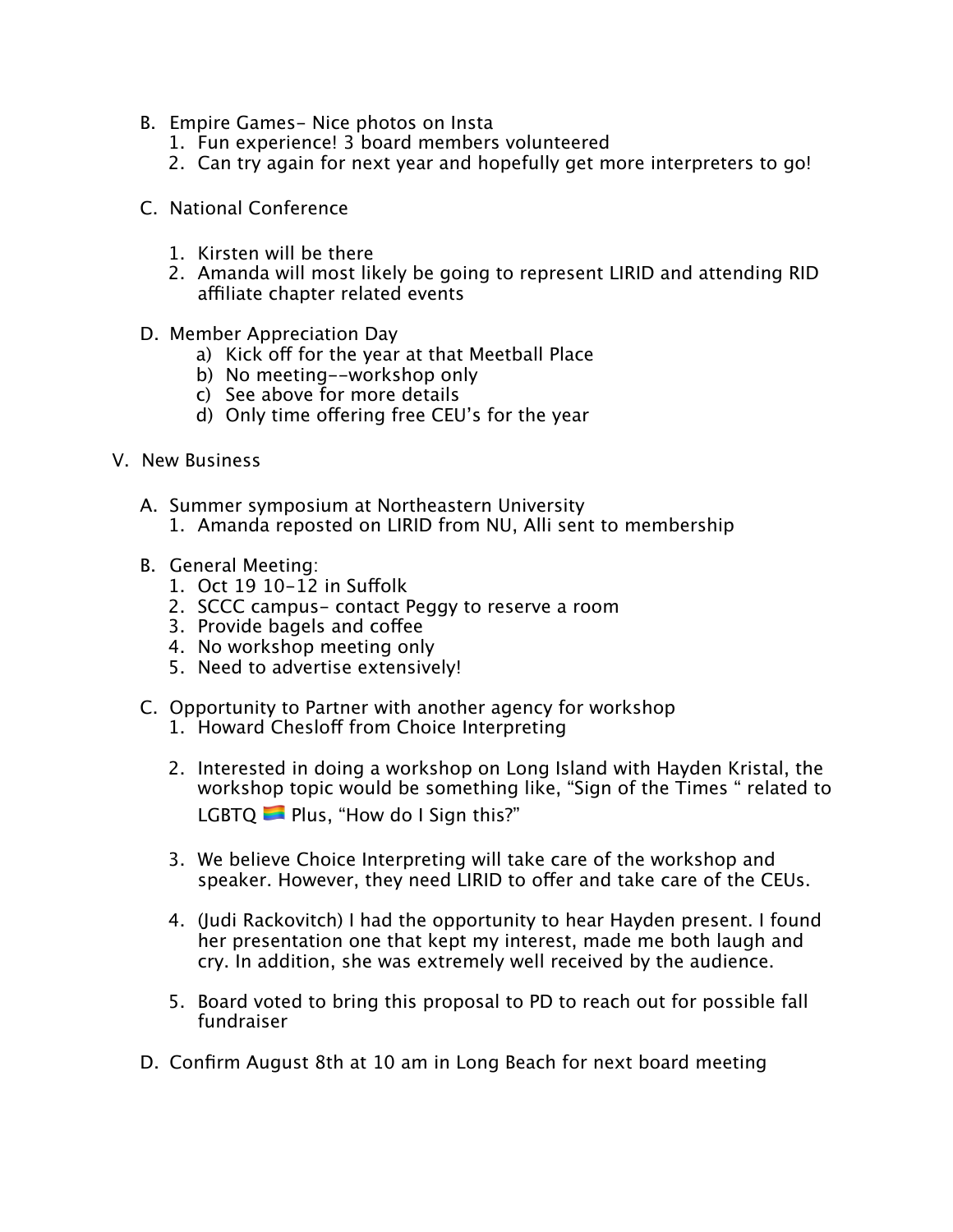B. Empire Games- Nice photos on Insta
   1. Fun experience! 3 board members volunteered
   2. Can try again for next year and hopefully get more interpreters to go!

C. National Conference

   1. Kirsten will be there
   2. Amanda will most likely be going to represent LIRID and attending RID affiliate chapter related events

D. Member Appreciation Day
   a) Kick off for the year at that Meetball Place
   b) No meeting--workshop only
   c) See above for more details
   d) Only time offering free CEU's for the year

V. New Business

A. Summer symposium at Northeastern University
   1. Amanda reposted on LIRID from NU, Alli sent to membership

B. General Meeting:
   1. Oct 19 10-12 in Suffolk
   2. SCCC campus- contact Peggy to reserve a room
   3. Provide bagels and coffee
   4. No workshop meeting only
   5. Need to advertise extensively!

C. Opportunity to Partner with another agency for workshop
   1. Howard Chesloff from Choice Interpreting

   2. Interested in doing a workshop on Long Island with Hayden Kristal, the workshop topic would be something like, "Sign of the Times " related to LGBTQ 🏳️‍🌈 Plus, "How do I Sign this?"

   3. We believe Choice Interpreting will take care of the workshop and speaker. However, they need LIRID to offer and take care of the CEUs.

   4. (Judi Rackovitch) I had the opportunity to hear Hayden present. I found her presentation one that kept my interest, made me both laugh and cry. In addition, she was extremely well received by the audience.

   5. Board voted to bring this proposal to PD to reach out for possible fall fundraiser

D. Confirm August 8th at 10 am in Long Beach for next board meeting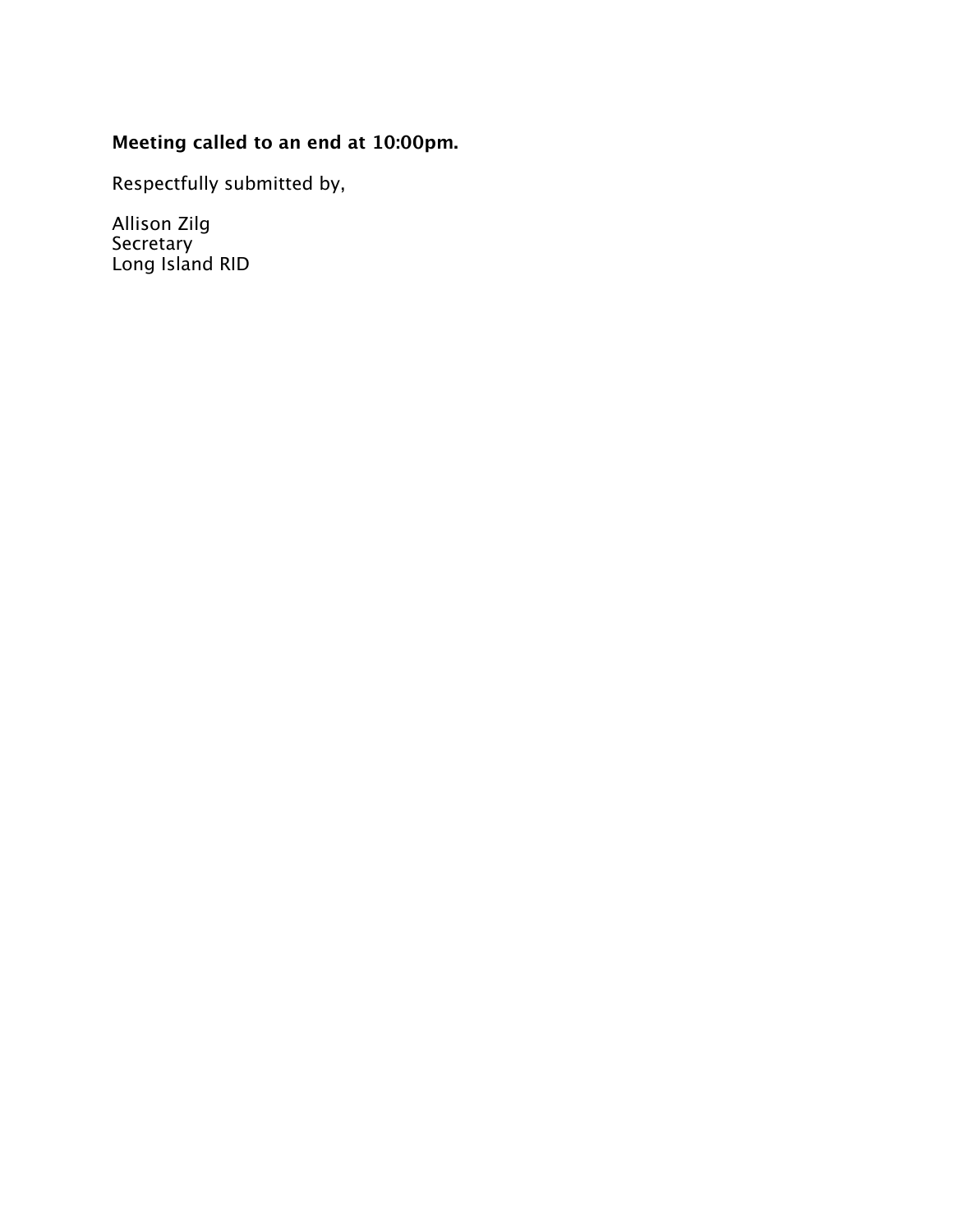**Meeting called to an end at 10:00pm.**

Respectfully submitted by,

Allison Zilg
Secretary
Long Island RID